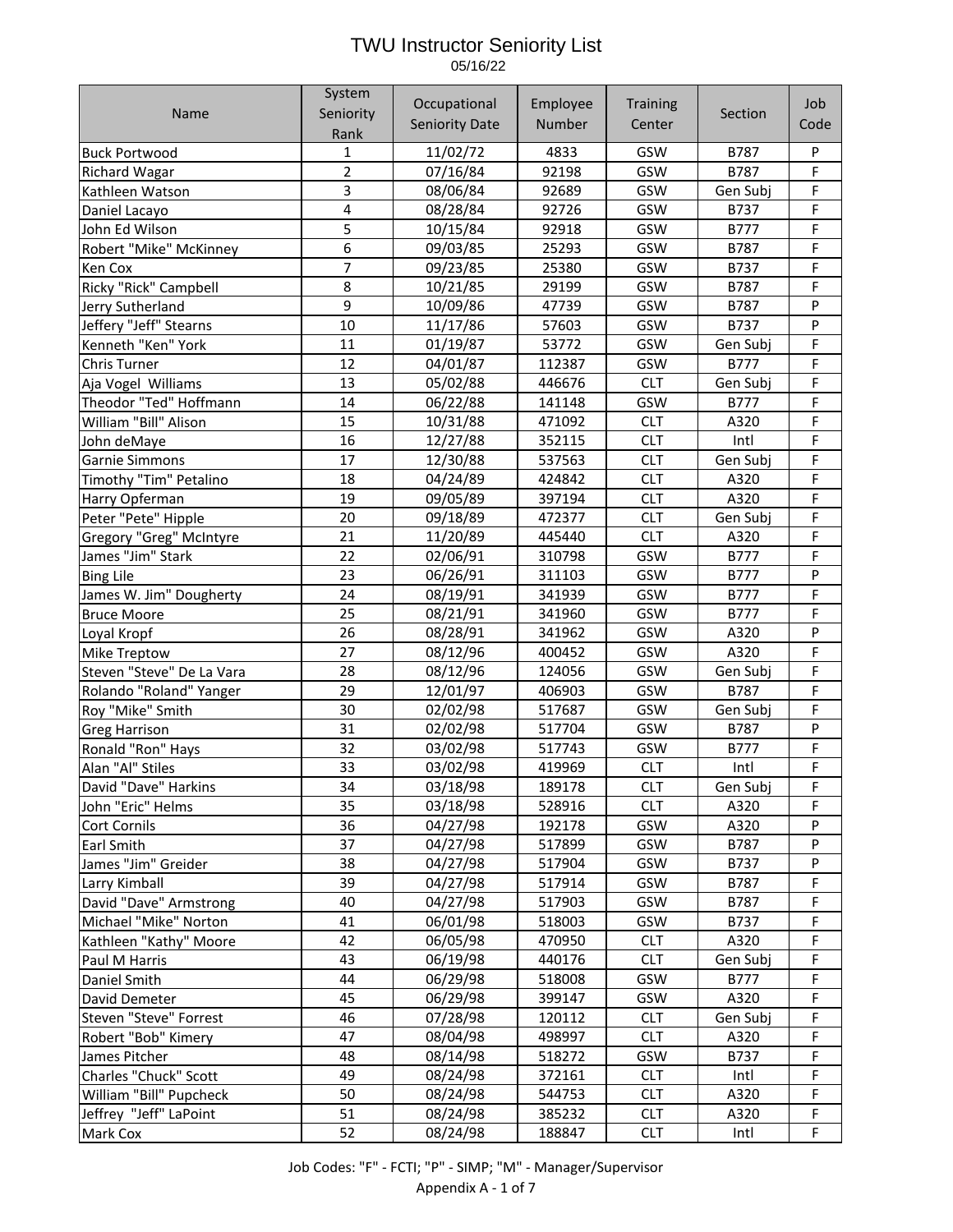# TWU Instructor Seniority List

05/16/22

| Name | System Seniority Rank | Occupational Seniority Date | Employee Number | Training Center | Section | Job Code |
|---|---|---|---|---|---|---|
| Buck Portwood | 1 | 11/02/72 | 4833 | GSW | B787 | P |
| Richard Wagar | 2 | 07/16/84 | 92198 | GSW | B787 | F |
| Kathleen Watson | 3 | 08/06/84 | 92689 | GSW | Gen Subj | F |
| Daniel Lacayo | 4 | 08/28/84 | 92726 | GSW | B737 | F |
| John Ed Wilson | 5 | 10/15/84 | 92918 | GSW | B777 | F |
| Robert "Mike" McKinney | 6 | 09/03/85 | 25293 | GSW | B787 | F |
| Ken Cox | 7 | 09/23/85 | 25380 | GSW | B737 | F |
| Ricky "Rick" Campbell | 8 | 10/21/85 | 29199 | GSW | B787 | F |
| Jerry Sutherland | 9 | 10/09/86 | 47739 | GSW | B787 | P |
| Jeffery "Jeff" Stearns | 10 | 11/17/86 | 57603 | GSW | B737 | P |
| Kenneth "Ken" York | 11 | 01/19/87 | 53772 | GSW | Gen Subj | F |
| Chris Turner | 12 | 04/01/87 | 112387 | GSW | B777 | F |
| Aja Vogel Williams | 13 | 05/02/88 | 446676 | CLT | Gen Subj | F |
| Theodor "Ted" Hoffmann | 14 | 06/22/88 | 141148 | GSW | B777 | F |
| William "Bill" Alison | 15 | 10/31/88 | 471092 | CLT | A320 | F |
| John deMaye | 16 | 12/27/88 | 352115 | CLT | Intl | F |
| Garnie Simmons | 17 | 12/30/88 | 537563 | CLT | Gen Subj | F |
| Timothy "Tim" Petalino | 18 | 04/24/89 | 424842 | CLT | A320 | F |
| Harry Opferman | 19 | 09/05/89 | 397194 | CLT | A320 | F |
| Peter "Pete" Hipple | 20 | 09/18/89 | 472377 | CLT | Gen Subj | F |
| Gregory "Greg" McIntyre | 21 | 11/20/89 | 445440 | CLT | A320 | F |
| James "Jim" Stark | 22 | 02/06/91 | 310798 | GSW | B777 | F |
| Bing Lile | 23 | 06/26/91 | 311103 | GSW | B777 | P |
| James W. Jim" Dougherty | 24 | 08/19/91 | 341939 | GSW | B777 | F |
| Bruce Moore | 25 | 08/21/91 | 341960 | GSW | B777 | F |
| Loyal Kropf | 26 | 08/28/91 | 341962 | GSW | A320 | P |
| Mike Treptow | 27 | 08/12/96 | 400452 | GSW | A320 | F |
| Steven "Steve" De La Vara | 28 | 08/12/96 | 124056 | GSW | Gen Subj | F |
| Rolando "Roland" Yanger | 29 | 12/01/97 | 406903 | GSW | B787 | F |
| Roy "Mike" Smith | 30 | 02/02/98 | 517687 | GSW | Gen Subj | F |
| Greg Harrison | 31 | 02/02/98 | 517704 | GSW | B787 | P |
| Ronald "Ron" Hays | 32 | 03/02/98 | 517743 | GSW | B777 | F |
| Alan "Al" Stiles | 33 | 03/02/98 | 419969 | CLT | Intl | F |
| David "Dave" Harkins | 34 | 03/18/98 | 189178 | CLT | Gen Subj | F |
| John "Eric" Helms | 35 | 03/18/98 | 528916 | CLT | A320 | F |
| Cort Cornils | 36 | 04/27/98 | 192178 | GSW | A320 | P |
| Earl Smith | 37 | 04/27/98 | 517899 | GSW | B787 | P |
| James "Jim" Greider | 38 | 04/27/98 | 517904 | GSW | B737 | P |
| Larry Kimball | 39 | 04/27/98 | 517914 | GSW | B787 | F |
| David "Dave" Armstrong | 40 | 04/27/98 | 517903 | GSW | B787 | F |
| Michael "Mike" Norton | 41 | 06/01/98 | 518003 | GSW | B737 | F |
| Kathleen "Kathy" Moore | 42 | 06/05/98 | 470950 | CLT | A320 | F |
| Paul M Harris | 43 | 06/19/98 | 440176 | CLT | Gen Subj | F |
| Daniel Smith | 44 | 06/29/98 | 518008 | GSW | B777 | F |
| David Demeter | 45 | 06/29/98 | 399147 | GSW | A320 | F |
| Steven "Steve" Forrest | 46 | 07/28/98 | 120112 | CLT | Gen Subj | F |
| Robert "Bob" Kimery | 47 | 08/04/98 | 498997 | CLT | A320 | F |
| James Pitcher | 48 | 08/14/98 | 518272 | GSW | B737 | F |
| Charles "Chuck" Scott | 49 | 08/24/98 | 372161 | CLT | Intl | F |
| William "Bill" Pupcheck | 50 | 08/24/98 | 544753 | CLT | A320 | F |
| Jeffrey "Jeff" LaPoint | 51 | 08/24/98 | 385232 | CLT | A320 | F |
| Mark Cox | 52 | 08/24/98 | 188847 | CLT | Intl | F |

Job Codes: "F" - FCTI; "P" - SIMP; "M" - Manager/Supervisor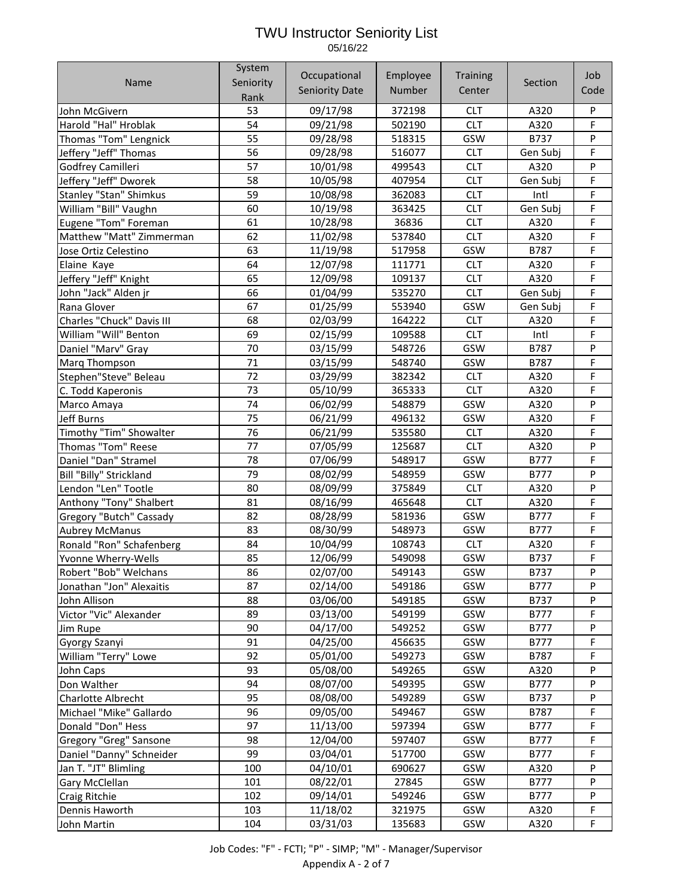# TWU Instructor Seniority List

05/16/22

| Name | System Seniority Rank | Occupational Seniority Date | Employee Number | Training Center | Section | Job Code |
|---|---|---|---|---|---|---|
| John McGivern | 53 | 09/17/98 | 372198 | CLT | A320 | P |
| Harold "Hal" Hroblak | 54 | 09/21/98 | 502190 | CLT | A320 | F |
| Thomas "Tom" Lengnick | 55 | 09/28/98 | 518315 | GSW | B737 | P |
| Jeffery "Jeff" Thomas | 56 | 09/28/98 | 516077 | CLT | Gen Subj | F |
| Godfrey Camilleri | 57 | 10/01/98 | 499543 | CLT | A320 | P |
| Jeffery "Jeff" Dworek | 58 | 10/05/98 | 407954 | CLT | Gen Subj | F |
| Stanley "Stan" Shimkus | 59 | 10/08/98 | 362083 | CLT | Intl | F |
| William "Bill" Vaughn | 60 | 10/19/98 | 363425 | CLT | Gen Subj | F |
| Eugene "Tom" Foreman | 61 | 10/28/98 | 36836 | CLT | A320 | F |
| Matthew "Matt" Zimmerman | 62 | 11/02/98 | 537840 | CLT | A320 | F |
| Jose Ortiz Celestino | 63 | 11/19/98 | 517958 | GSW | B787 | F |
| Elaine Kaye | 64 | 12/07/98 | 111771 | CLT | A320 | F |
| Jeffery "Jeff" Knight | 65 | 12/09/98 | 109137 | CLT | A320 | F |
| John "Jack" Alden jr | 66 | 01/04/99 | 535270 | CLT | Gen Subj | F |
| Rana Glover | 67 | 01/25/99 | 553940 | GSW | Gen Subj | F |
| Charles "Chuck" Davis III | 68 | 02/03/99 | 164222 | CLT | A320 | F |
| William "Will" Benton | 69 | 02/15/99 | 109588 | CLT | Intl | F |
| Daniel "Marv" Gray | 70 | 03/15/99 | 548726 | GSW | B787 | P |
| Marq Thompson | 71 | 03/15/99 | 548740 | GSW | B787 | F |
| Stephen"Steve" Beleau | 72 | 03/29/99 | 382342 | CLT | A320 | F |
| C. Todd Kaperonis | 73 | 05/10/99 | 365333 | CLT | A320 | F |
| Marco Amaya | 74 | 06/02/99 | 548879 | GSW | A320 | P |
| Jeff Burns | 75 | 06/21/99 | 496132 | GSW | A320 | F |
| Timothy "Tim" Showalter | 76 | 06/21/99 | 535580 | CLT | A320 | F |
| Thomas "Tom" Reese | 77 | 07/05/99 | 125687 | CLT | A320 | P |
| Daniel "Dan" Stramel | 78 | 07/06/99 | 548917 | GSW | B777 | F |
| Bill "Billy" Strickland | 79 | 08/02/99 | 548959 | GSW | B777 | P |
| Lendon "Len" Tootle | 80 | 08/09/99 | 375849 | CLT | A320 | P |
| Anthony "Tony" Shalbert | 81 | 08/16/99 | 465648 | CLT | A320 | F |
| Gregory "Butch" Cassady | 82 | 08/28/99 | 581936 | GSW | B777 | F |
| Aubrey McManus | 83 | 08/30/99 | 548973 | GSW | B777 | F |
| Ronald "Ron" Schafenberg | 84 | 10/04/99 | 108743 | CLT | A320 | F |
| Yvonne Wherry-Wells | 85 | 12/06/99 | 549098 | GSW | B737 | F |
| Robert "Bob" Welchans | 86 | 02/07/00 | 549143 | GSW | B737 | P |
| Jonathan "Jon" Alexaitis | 87 | 02/14/00 | 549186 | GSW | B777 | P |
| John Allison | 88 | 03/06/00 | 549185 | GSW | B737 | P |
| Victor "Vic" Alexander | 89 | 03/13/00 | 549199 | GSW | B777 | F |
| Jim Rupe | 90 | 04/17/00 | 549252 | GSW | B777 | P |
| Gyorgy Szanyi | 91 | 04/25/00 | 456635 | GSW | B777 | F |
| William "Terry" Lowe | 92 | 05/01/00 | 549273 | GSW | B787 | F |
| John Caps | 93 | 05/08/00 | 549265 | GSW | A320 | P |
| Don Walther | 94 | 08/07/00 | 549395 | GSW | B777 | P |
| Charlotte Albrecht | 95 | 08/08/00 | 549289 | GSW | B737 | P |
| Michael "Mike" Gallardo | 96 | 09/05/00 | 549467 | GSW | B787 | F |
| Donald "Don" Hess | 97 | 11/13/00 | 597394 | GSW | B777 | F |
| Gregory "Greg" Sansone | 98 | 12/04/00 | 597407 | GSW | B777 | F |
| Daniel "Danny" Schneider | 99 | 03/04/01 | 517700 | GSW | B777 | F |
| Jan T. "JT" Blimling | 100 | 04/10/01 | 690627 | GSW | A320 | P |
| Gary McClellan | 101 | 08/22/01 | 27845 | GSW | B777 | P |
| Craig Ritchie | 102 | 09/14/01 | 549246 | GSW | B777 | P |
| Dennis Haworth | 103 | 11/18/02 | 321975 | GSW | A320 | F |
| John Martin | 104 | 03/31/03 | 135683 | GSW | A320 | F |

Job Codes: "F" - FCTI; "P" - SIMP; "M" - Manager/Supervisor

Appendix A - 2 of 7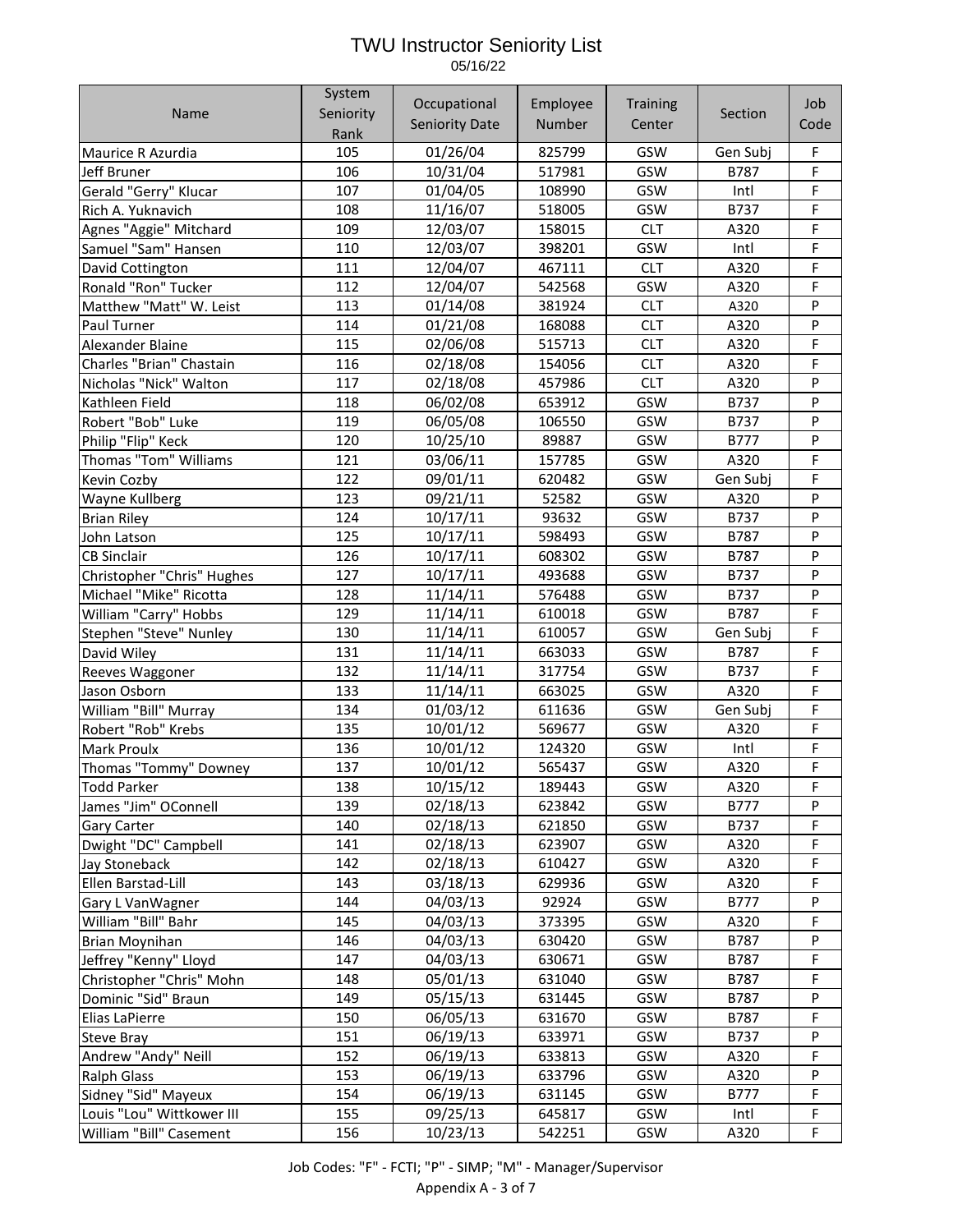# TWU Instructor Seniority List

05/16/22

| Name | System Seniority Rank | Occupational Seniority Date | Employee Number | Training Center | Section | Job Code |
|---|---|---|---|---|---|---|
| Maurice R Azurdia | 105 | 01/26/04 | 825799 | GSW | Gen Subj | F |
| Jeff Bruner | 106 | 10/31/04 | 517981 | GSW | B787 | F |
| Gerald "Gerry" Klucar | 107 | 01/04/05 | 108990 | GSW | Intl | F |
| Rich A. Yuknavich | 108 | 11/16/07 | 518005 | GSW | B737 | F |
| Agnes "Aggie" Mitchard | 109 | 12/03/07 | 158015 | CLT | A320 | F |
| Samuel "Sam" Hansen | 110 | 12/03/07 | 398201 | GSW | Intl | F |
| David Cottington | 111 | 12/04/07 | 467111 | CLT | A320 | F |
| Ronald "Ron" Tucker | 112 | 12/04/07 | 542568 | GSW | A320 | F |
| Matthew "Matt" W. Leist | 113 | 01/14/08 | 381924 | CLT | A320 | P |
| Paul Turner | 114 | 01/21/08 | 168088 | CLT | A320 | P |
| Alexander Blaine | 115 | 02/06/08 | 515713 | CLT | A320 | F |
| Charles "Brian" Chastain | 116 | 02/18/08 | 154056 | CLT | A320 | F |
| Nicholas "Nick" Walton | 117 | 02/18/08 | 457986 | CLT | A320 | P |
| Kathleen Field | 118 | 06/02/08 | 653912 | GSW | B737 | P |
| Robert "Bob" Luke | 119 | 06/05/08 | 106550 | GSW | B737 | P |
| Philip "Flip" Keck | 120 | 10/25/10 | 89887 | GSW | B777 | P |
| Thomas "Tom" Williams | 121 | 03/06/11 | 157785 | GSW | A320 | F |
| Kevin Cozby | 122 | 09/01/11 | 620482 | GSW | Gen Subj | F |
| Wayne Kullberg | 123 | 09/21/11 | 52582 | GSW | A320 | P |
| Brian Riley | 124 | 10/17/11 | 93632 | GSW | B737 | P |
| John Latson | 125 | 10/17/11 | 598493 | GSW | B787 | P |
| CB Sinclair | 126 | 10/17/11 | 608302 | GSW | B787 | P |
| Christopher "Chris" Hughes | 127 | 10/17/11 | 493688 | GSW | B737 | P |
| Michael "Mike" Ricotta | 128 | 11/14/11 | 576488 | GSW | B737 | P |
| William "Carry" Hobbs | 129 | 11/14/11 | 610018 | GSW | B787 | F |
| Stephen "Steve" Nunley | 130 | 11/14/11 | 610057 | GSW | Gen Subj | F |
| David Wiley | 131 | 11/14/11 | 663033 | GSW | B787 | F |
| Reeves Waggoner | 132 | 11/14/11 | 317754 | GSW | B737 | F |
| Jason Osborn | 133 | 11/14/11 | 663025 | GSW | A320 | F |
| William "Bill" Murray | 134 | 01/03/12 | 611636 | GSW | Gen Subj | F |
| Robert "Rob" Krebs | 135 | 10/01/12 | 569677 | GSW | A320 | F |
| Mark Proulx | 136 | 10/01/12 | 124320 | GSW | Intl | F |
| Thomas "Tommy" Downey | 137 | 10/01/12 | 565437 | GSW | A320 | F |
| Todd Parker | 138 | 10/15/12 | 189443 | GSW | A320 | F |
| James "Jim" OConnell | 139 | 02/18/13 | 623842 | GSW | B777 | P |
| Gary Carter | 140 | 02/18/13 | 621850 | GSW | B737 | F |
| Dwight "DC" Campbell | 141 | 02/18/13 | 623907 | GSW | A320 | F |
| Jay Stoneback | 142 | 02/18/13 | 610427 | GSW | A320 | F |
| Ellen Barstad-Lill | 143 | 03/18/13 | 629936 | GSW | A320 | F |
| Gary L VanWagner | 144 | 04/03/13 | 92924 | GSW | B777 | P |
| William "Bill" Bahr | 145 | 04/03/13 | 373395 | GSW | A320 | F |
| Brian Moynihan | 146 | 04/03/13 | 630420 | GSW | B787 | P |
| Jeffrey "Kenny" Lloyd | 147 | 04/03/13 | 630671 | GSW | B787 | F |
| Christopher "Chris" Mohn | 148 | 05/01/13 | 631040 | GSW | B787 | F |
| Dominic "Sid" Braun | 149 | 05/15/13 | 631445 | GSW | B787 | P |
| Elias LaPierre | 150 | 06/05/13 | 631670 | GSW | B787 | F |
| Steve Bray | 151 | 06/19/13 | 633971 | GSW | B737 | P |
| Andrew "Andy" Neill | 152 | 06/19/13 | 633813 | GSW | A320 | F |
| Ralph Glass | 153 | 06/19/13 | 633796 | GSW | A320 | P |
| Sidney "Sid" Mayeux | 154 | 06/19/13 | 631145 | GSW | B777 | F |
| Louis "Lou" Wittkower III | 155 | 09/25/13 | 645817 | GSW | Intl | F |
| William "Bill" Casement | 156 | 10/23/13 | 542251 | GSW | A320 | F |

Job Codes: "F" - FCTI; "P" - SIMP; "M" - Manager/Supervisor

Appendix A - 3 of 7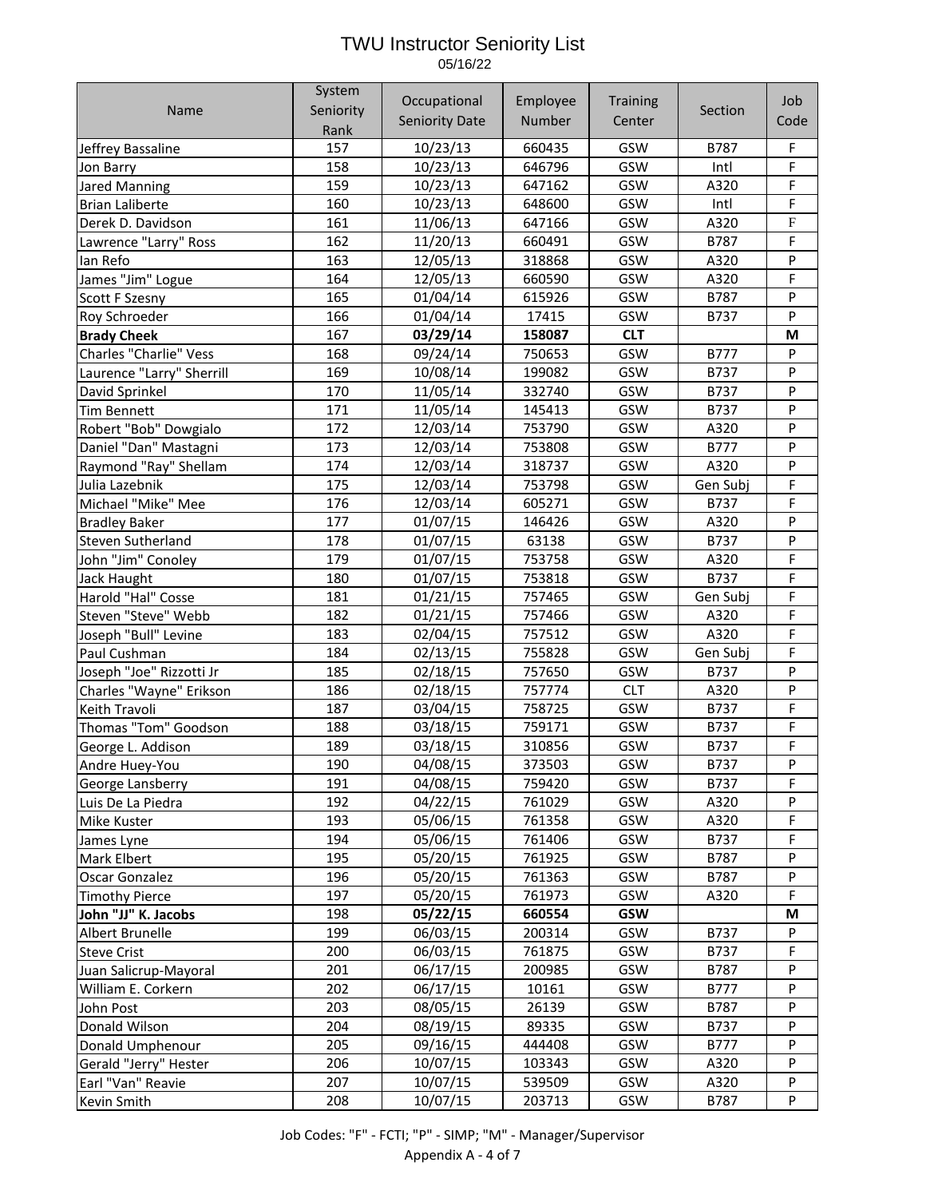# TWU Instructor Seniority List

05/16/22

| Name | System Seniority Rank | Occupational Seniority Date | Employee Number | Training Center | Section | Job Code |
|---|---|---|---|---|---|---|
| Jeffrey Bassaline | 157 | 10/23/13 | 660435 | GSW | B787 | F |
| Jon Barry | 158 | 10/23/13 | 646796 | GSW | Intl | F |
| Jared Manning | 159 | 10/23/13 | 647162 | GSW | A320 | F |
| Brian Laliberte | 160 | 10/23/13 | 648600 | GSW | Intl | F |
| Derek D. Davidson | 161 | 11/06/13 | 647166 | GSW | A320 | F |
| Lawrence "Larry" Ross | 162 | 11/20/13 | 660491 | GSW | B787 | F |
| Ian Refo | 163 | 12/05/13 | 318868 | GSW | A320 | P |
| James "Jim" Logue | 164 | 12/05/13 | 660590 | GSW | A320 | F |
| Scott F Szesny | 165 | 01/04/14 | 615926 | GSW | B787 | P |
| Roy Schroeder | 166 | 01/04/14 | 17415 | GSW | B737 | P |
| **Brady Cheek** | 167 | **03/29/14** | **158087** | **CLT** | | **M** |
| Charles "Charlie" Vess | 168 | 09/24/14 | 750653 | GSW | B777 | P |
| Laurence "Larry" Sherrill | 169 | 10/08/14 | 199082 | GSW | B737 | P |
| David Sprinkel | 170 | 11/05/14 | 332740 | GSW | B737 | P |
| Tim Bennett | 171 | 11/05/14 | 145413 | GSW | B737 | P |
| Robert "Bob" Dowgialo | 172 | 12/03/14 | 753790 | GSW | A320 | P |
| Daniel "Dan" Mastagni | 173 | 12/03/14 | 753808 | GSW | B777 | P |
| Raymond "Ray" Shellam | 174 | 12/03/14 | 318737 | GSW | A320 | P |
| Julia Lazebnik | 175 | 12/03/14 | 753798 | GSW | Gen Subj | F |
| Michael "Mike" Mee | 176 | 12/03/14 | 605271 | GSW | B737 | F |
| Bradley Baker | 177 | 01/07/15 | 146426 | GSW | A320 | P |
| Steven Sutherland | 178 | 01/07/15 | 63138 | GSW | B737 | P |
| John "Jim" Conoley | 179 | 01/07/15 | 753758 | GSW | A320 | F |
| Jack Haught | 180 | 01/07/15 | 753818 | GSW | B737 | F |
| Harold "Hal" Cosse | 181 | 01/21/15 | 757465 | GSW | Gen Subj | F |
| Steven "Steve" Webb | 182 | 01/21/15 | 757466 | GSW | A320 | F |
| Joseph "Bull" Levine | 183 | 02/04/15 | 757512 | GSW | A320 | F |
| Paul Cushman | 184 | 02/13/15 | 755828 | GSW | Gen Subj | F |
| Joseph "Joe" Rizzotti Jr | 185 | 02/18/15 | 757650 | GSW | B737 | P |
| Charles "Wayne" Erikson | 186 | 02/18/15 | 757774 | CLT | A320 | P |
| Keith Travoli | 187 | 03/04/15 | 758725 | GSW | B737 | F |
| Thomas "Tom" Goodson | 188 | 03/18/15 | 759171 | GSW | B737 | F |
| George L. Addison | 189 | 03/18/15 | 310856 | GSW | B737 | F |
| Andre Huey-You | 190 | 04/08/15 | 373503 | GSW | B737 | P |
| George Lansberry | 191 | 04/08/15 | 759420 | GSW | B737 | F |
| Luis De La Piedra | 192 | 04/22/15 | 761029 | GSW | A320 | P |
| Mike Kuster | 193 | 05/06/15 | 761358 | GSW | A320 | F |
| James Lyne | 194 | 05/06/15 | 761406 | GSW | B737 | F |
| Mark Elbert | 195 | 05/20/15 | 761925 | GSW | B787 | P |
| Oscar Gonzalez | 196 | 05/20/15 | 761363 | GSW | B787 | P |
| Timothy Pierce | 197 | 05/20/15 | 761973 | GSW | A320 | F |
| **John "JJ" K. Jacobs** | 198 | **05/22/15** | **660554** | **GSW** | | **M** |
| Albert Brunelle | 199 | 06/03/15 | 200314 | GSW | B737 | P |
| Steve Crist | 200 | 06/03/15 | 761875 | GSW | B737 | F |
| Juan Salicrup-Mayoral | 201 | 06/17/15 | 200985 | GSW | B787 | P |
| William E. Corkern | 202 | 06/17/15 | 10161 | GSW | B777 | P |
| John Post | 203 | 08/05/15 | 26139 | GSW | B787 | P |
| Donald Wilson | 204 | 08/19/15 | 89335 | GSW | B737 | P |
| Donald Umphenour | 205 | 09/16/15 | 444408 | GSW | B777 | P |
| Gerald "Jerry" Hester | 206 | 10/07/15 | 103343 | GSW | A320 | P |
| Earl "Van" Reavie | 207 | 10/07/15 | 539509 | GSW | A320 | P |
| Kevin Smith | 208 | 10/07/15 | 203713 | GSW | B787 | P |

Job Codes: "F" - FCTI; "P" - SIMP; "M" - Manager/Supervisor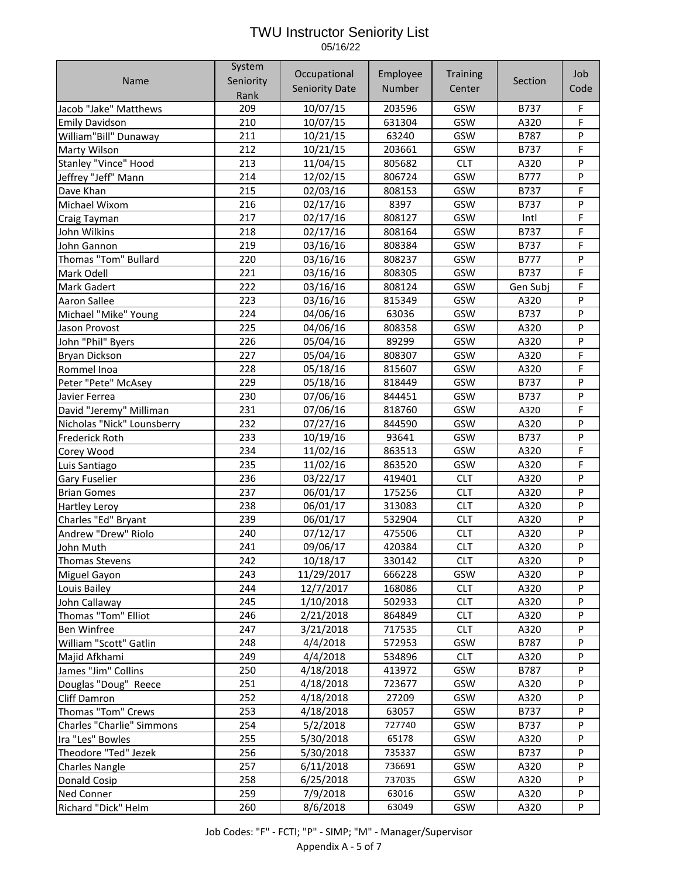# TWU Instructor Seniority List

05/16/22

| Name | System Seniority Rank | Occupational Seniority Date | Employee Number | Training Center | Section | Job Code |
|---|---|---|---|---|---|---|
| Jacob "Jake" Matthews | 209 | 10/07/15 | 203596 | GSW | B737 | F |
| Emily Davidson | 210 | 10/07/15 | 631304 | GSW | A320 | F |
| William"Bill" Dunaway | 211 | 10/21/15 | 63240 | GSW | B787 | P |
| Marty Wilson | 212 | 10/21/15 | 203661 | GSW | B737 | F |
| Stanley "Vince" Hood | 213 | 11/04/15 | 805682 | CLT | A320 | P |
| Jeffrey "Jeff" Mann | 214 | 12/02/15 | 806724 | GSW | B777 | P |
| Dave Khan | 215 | 02/03/16 | 808153 | GSW | B737 | F |
| Michael Wixom | 216 | 02/17/16 | 8397 | GSW | B737 | P |
| Craig Tayman | 217 | 02/17/16 | 808127 | GSW | Intl | F |
| John Wilkins | 218 | 02/17/16 | 808164 | GSW | B737 | F |
| John Gannon | 219 | 03/16/16 | 808384 | GSW | B737 | F |
| Thomas "Tom" Bullard | 220 | 03/16/16 | 808237 | GSW | B777 | P |
| Mark Odell | 221 | 03/16/16 | 808305 | GSW | B737 | F |
| Mark Gadert | 222 | 03/16/16 | 808124 | GSW | Gen Subj | F |
| Aaron Sallee | 223 | 03/16/16 | 815349 | GSW | A320 | P |
| Michael "Mike" Young | 224 | 04/06/16 | 63036 | GSW | B737 | P |
| Jason Provost | 225 | 04/06/16 | 808358 | GSW | A320 | P |
| John "Phil" Byers | 226 | 05/04/16 | 89299 | GSW | A320 | P |
| Bryan Dickson | 227 | 05/04/16 | 808307 | GSW | A320 | F |
| Rommel Inoa | 228 | 05/18/16 | 815607 | GSW | A320 | F |
| Peter "Pete" McAsey | 229 | 05/18/16 | 818449 | GSW | B737 | P |
| Javier Ferrea | 230 | 07/06/16 | 844451 | GSW | B737 | P |
| David "Jeremy" Milliman | 231 | 07/06/16 | 818760 | GSW | A320 | F |
| Nicholas "Nick" Lounsberry | 232 | 07/27/16 | 844590 | GSW | A320 | P |
| Frederick Roth | 233 | 10/19/16 | 93641 | GSW | B737 | P |
| Corey Wood | 234 | 11/02/16 | 863513 | GSW | A320 | F |
| Luis Santiago | 235 | 11/02/16 | 863520 | GSW | A320 | F |
| Gary Fuselier | 236 | 03/22/17 | 419401 | CLT | A320 | P |
| Brian Gomes | 237 | 06/01/17 | 175256 | CLT | A320 | P |
| Hartley Leroy | 238 | 06/01/17 | 313083 | CLT | A320 | P |
| Charles "Ed" Bryant | 239 | 06/01/17 | 532904 | CLT | A320 | P |
| Andrew "Drew" Riolo | 240 | 07/12/17 | 475506 | CLT | A320 | P |
| John Muth | 241 | 09/06/17 | 420384 | CLT | A320 | P |
| Thomas Stevens | 242 | 10/18/17 | 330142 | CLT | A320 | P |
| Miguel Gayon | 243 | 11/29/2017 | 666228 | GSW | A320 | P |
| Louis Bailey | 244 | 12/7/2017 | 168086 | CLT | A320 | P |
| John Callaway | 245 | 1/10/2018 | 502933 | CLT | A320 | P |
| Thomas "Tom" Elliot | 246 | 2/21/2018 | 864849 | CLT | A320 | P |
| Ben Winfree | 247 | 3/21/2018 | 717535 | CLT | A320 | P |
| William "Scott" Gatlin | 248 | 4/4/2018 | 572953 | GSW | B787 | P |
| Majid Afkhami | 249 | 4/4/2018 | 534896 | CLT | A320 | P |
| James "Jim" Collins | 250 | 4/18/2018 | 413972 | GSW | B787 | P |
| Douglas "Doug"  Reece | 251 | 4/18/2018 | 723677 | GSW | A320 | P |
| Cliff Damron | 252 | 4/18/2018 | 27209 | GSW | A320 | P |
| Thomas "Tom" Crews | 253 | 4/18/2018 | 63057 | GSW | B737 | P |
| Charles "Charlie" Simmons | 254 | 5/2/2018 | 727740 | GSW | B737 | P |
| Ira "Les" Bowles | 255 | 5/30/2018 | 65178 | GSW | A320 | P |
| Theodore "Ted" Jezek | 256 | 5/30/2018 | 735337 | GSW | B737 | P |
| Charles Nangle | 257 | 6/11/2018 | 736691 | GSW | A320 | P |
| Donald Cosip | 258 | 6/25/2018 | 737035 | GSW | A320 | P |
| Ned Conner | 259 | 7/9/2018 | 63016 | GSW | A320 | P |
| Richard "Dick" Helm | 260 | 8/6/2018 | 63049 | GSW | A320 | P |

Job Codes: "F" - FCTI; "P" - SIMP; "M" - Manager/Supervisor

Appendix A - 5 of 7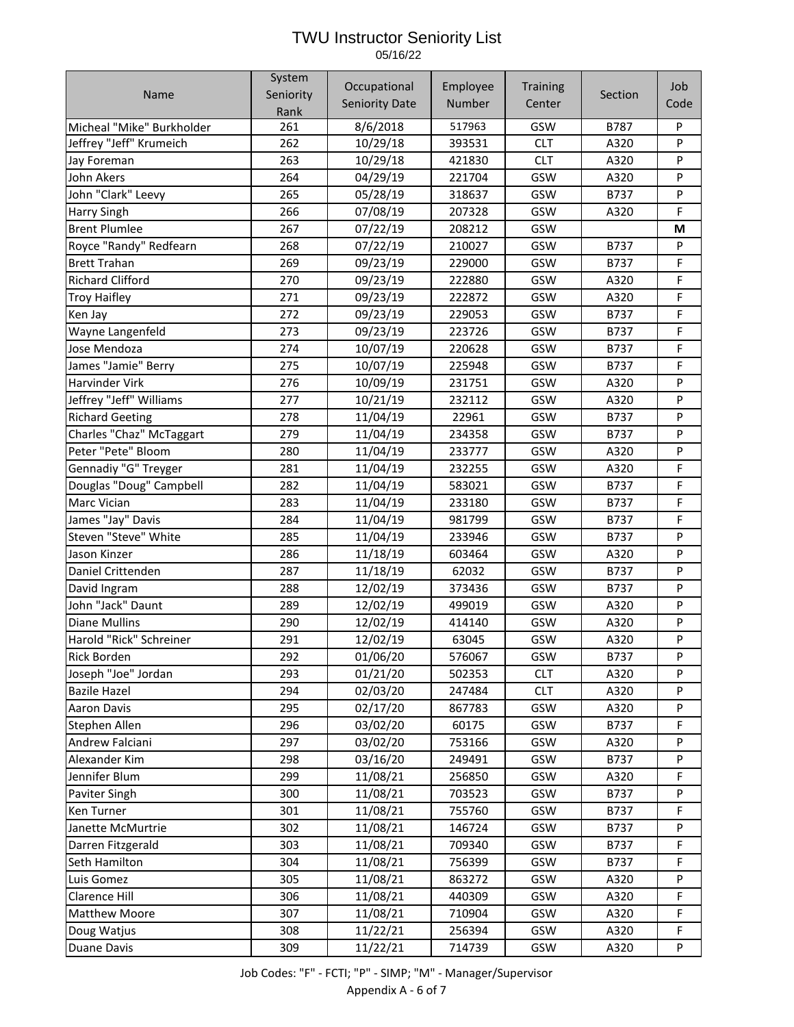# TWU Instructor Seniority List

05/16/22

| Name | System Seniority Rank | Occupational Seniority Date | Employee Number | Training Center | Section | Job Code |
|---|---|---|---|---|---|---|
| Micheal "Mike" Burkholder | 261 | 8/6/2018 | 517963 | GSW | B787 | P |
| Jeffrey "Jeff" Krumeich | 262 | 10/29/18 | 393531 | CLT | A320 | P |
| Jay Foreman | 263 | 10/29/18 | 421830 | CLT | A320 | P |
| John Akers | 264 | 04/29/19 | 221704 | GSW | A320 | P |
| John "Clark" Leevy | 265 | 05/28/19 | 318637 | GSW | B737 | P |
| Harry Singh | 266 | 07/08/19 | 207328 | GSW | A320 | F |
| Brent Plumlee | 267 | 07/22/19 | 208212 | GSW | | **M** |
| Royce "Randy" Redfearn | 268 | 07/22/19 | 210027 | GSW | B737 | P |
| Brett Trahan | 269 | 09/23/19 | 229000 | GSW | B737 | F |
| Richard Clifford | 270 | 09/23/19 | 222880 | GSW | A320 | F |
| Troy Haifley | 271 | 09/23/19 | 222872 | GSW | A320 | F |
| Ken Jay | 272 | 09/23/19 | 229053 | GSW | B737 | F |
| Wayne Langenfeld | 273 | 09/23/19 | 223726 | GSW | B737 | F |
| Jose Mendoza | 274 | 10/07/19 | 220628 | GSW | B737 | F |
| James "Jamie" Berry | 275 | 10/07/19 | 225948 | GSW | B737 | F |
| Harvinder Virk | 276 | 10/09/19 | 231751 | GSW | A320 | P |
| Jeffrey "Jeff" Williams | 277 | 10/21/19 | 232112 | GSW | A320 | P |
| Richard Geeting | 278 | 11/04/19 | 22961 | GSW | B737 | P |
| Charles "Chaz" McTaggart | 279 | 11/04/19 | 234358 | GSW | B737 | P |
| Peter "Pete" Bloom | 280 | 11/04/19 | 233777 | GSW | A320 | P |
| Gennadiy "G" Treyger | 281 | 11/04/19 | 232255 | GSW | A320 | F |
| Douglas "Doug" Campbell | 282 | 11/04/19 | 583021 | GSW | B737 | F |
| Marc Vician | 283 | 11/04/19 | 233180 | GSW | B737 | F |
| James "Jay" Davis | 284 | 11/04/19 | 981799 | GSW | B737 | F |
| Steven "Steve" White | 285 | 11/04/19 | 233946 | GSW | B737 | P |
| Jason Kinzer | 286 | 11/18/19 | 603464 | GSW | A320 | P |
| Daniel Crittenden | 287 | 11/18/19 | 62032 | GSW | B737 | P |
| David Ingram | 288 | 12/02/19 | 373436 | GSW | B737 | P |
| John "Jack" Daunt | 289 | 12/02/19 | 499019 | GSW | A320 | P |
| Diane Mullins | 290 | 12/02/19 | 414140 | GSW | A320 | P |
| Harold "Rick" Schreiner | 291 | 12/02/19 | 63045 | GSW | A320 | P |
| Rick Borden | 292 | 01/06/20 | 576067 | GSW | B737 | P |
| Joseph "Joe" Jordan | 293 | 01/21/20 | 502353 | CLT | A320 | P |
| Bazile Hazel | 294 | 02/03/20 | 247484 | CLT | A320 | P |
| Aaron Davis | 295 | 02/17/20 | 867783 | GSW | A320 | P |
| Stephen Allen | 296 | 03/02/20 | 60175 | GSW | B737 | F |
| Andrew Falciani | 297 | 03/02/20 | 753166 | GSW | A320 | P |
| Alexander Kim | 298 | 03/16/20 | 249491 | GSW | B737 | P |
| Jennifer Blum | 299 | 11/08/21 | 256850 | GSW | A320 | F |
| Paviter Singh | 300 | 11/08/21 | 703523 | GSW | B737 | P |
| Ken Turner | 301 | 11/08/21 | 755760 | GSW | B737 | F |
| Janette McMurtrie | 302 | 11/08/21 | 146724 | GSW | B737 | P |
| Darren Fitzgerald | 303 | 11/08/21 | 709340 | GSW | B737 | F |
| Seth Hamilton | 304 | 11/08/21 | 756399 | GSW | B737 | F |
| Luis Gomez | 305 | 11/08/21 | 863272 | GSW | A320 | P |
| Clarence Hill | 306 | 11/08/21 | 440309 | GSW | A320 | F |
| Matthew Moore | 307 | 11/08/21 | 710904 | GSW | A320 | F |
| Doug Watjus | 308 | 11/22/21 | 256394 | GSW | A320 | F |
| Duane Davis | 309 | 11/22/21 | 714739 | GSW | A320 | P |

Job Codes: "F" - FCTI; "P" - SIMP; "M" - Manager/Supervisor

Appendix A - 6 of 7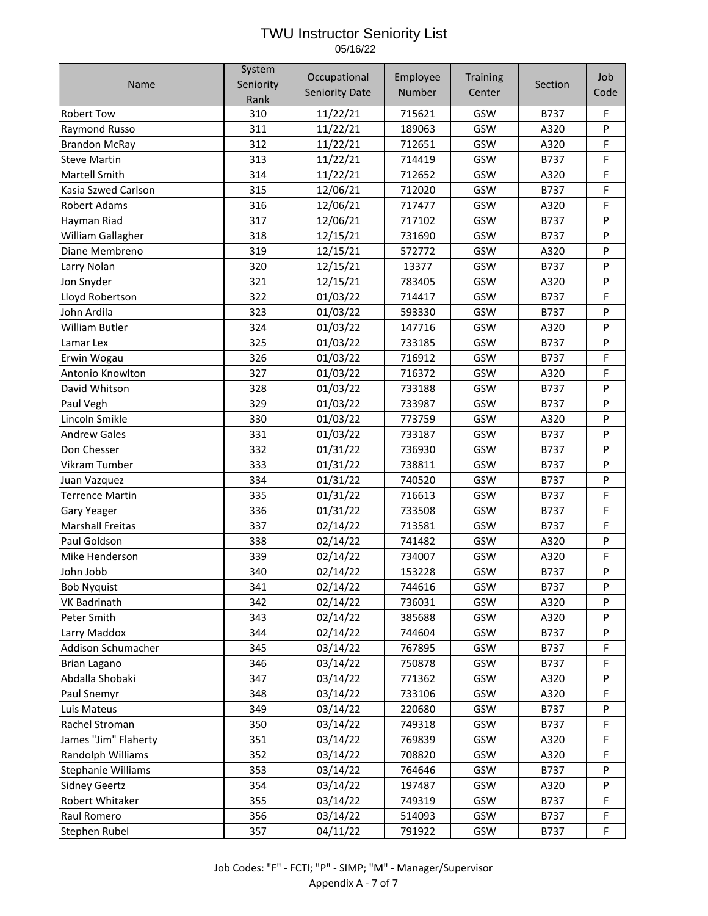# TWU Instructor Seniority List

05/16/22

| Name | System Seniority Rank | Occupational Seniority Date | Employee Number | Training Center | Section | Job Code |
|---|---|---|---|---|---|---|
| Robert Tow | 310 | 11/22/21 | 715621 | GSW | B737 | F |
| Raymond Russo | 311 | 11/22/21 | 189063 | GSW | A320 | P |
| Brandon McRay | 312 | 11/22/21 | 712651 | GSW | A320 | F |
| Steve Martin | 313 | 11/22/21 | 714419 | GSW | B737 | F |
| Martell Smith | 314 | 11/22/21 | 712652 | GSW | A320 | F |
| Kasia Szwed Carlson | 315 | 12/06/21 | 712020 | GSW | B737 | F |
| Robert Adams | 316 | 12/06/21 | 717477 | GSW | A320 | F |
| Hayman Riad | 317 | 12/06/21 | 717102 | GSW | B737 | P |
| William Gallagher | 318 | 12/15/21 | 731690 | GSW | B737 | P |
| Diane Membreno | 319 | 12/15/21 | 572772 | GSW | A320 | P |
| Larry Nolan | 320 | 12/15/21 | 13377 | GSW | B737 | P |
| Jon Snyder | 321 | 12/15/21 | 783405 | GSW | A320 | P |
| Lloyd Robertson | 322 | 01/03/22 | 714417 | GSW | B737 | F |
| John Ardila | 323 | 01/03/22 | 593330 | GSW | B737 | P |
| William Butler | 324 | 01/03/22 | 147716 | GSW | A320 | P |
| Lamar Lex | 325 | 01/03/22 | 733185 | GSW | B737 | P |
| Erwin Wogau | 326 | 01/03/22 | 716912 | GSW | B737 | F |
| Antonio Knowlton | 327 | 01/03/22 | 716372 | GSW | A320 | F |
| David Whitson | 328 | 01/03/22 | 733188 | GSW | B737 | P |
| Paul Vegh | 329 | 01/03/22 | 733987 | GSW | B737 | P |
| Lincoln Smikle | 330 | 01/03/22 | 773759 | GSW | A320 | P |
| Andrew Gales | 331 | 01/03/22 | 733187 | GSW | B737 | P |
| Don Chesser | 332 | 01/31/22 | 736930 | GSW | B737 | P |
| Vikram Tumber | 333 | 01/31/22 | 738811 | GSW | B737 | P |
| Juan Vazquez | 334 | 01/31/22 | 740520 | GSW | B737 | P |
| Terrence Martin | 335 | 01/31/22 | 716613 | GSW | B737 | F |
| Gary Yeager | 336 | 01/31/22 | 733508 | GSW | B737 | F |
| Marshall Freitas | 337 | 02/14/22 | 713581 | GSW | B737 | F |
| Paul Goldson | 338 | 02/14/22 | 741482 | GSW | A320 | P |
| Mike Henderson | 339 | 02/14/22 | 734007 | GSW | A320 | F |
| John Jobb | 340 | 02/14/22 | 153228 | GSW | B737 | P |
| Bob Nyquist | 341 | 02/14/22 | 744616 | GSW | B737 | P |
| VK Badrinath | 342 | 02/14/22 | 736031 | GSW | A320 | P |
| Peter Smith | 343 | 02/14/22 | 385688 | GSW | A320 | P |
| Larry Maddox | 344 | 02/14/22 | 744604 | GSW | B737 | P |
| Addison Schumacher | 345 | 03/14/22 | 767895 | GSW | B737 | F |
| Brian Lagano | 346 | 03/14/22 | 750878 | GSW | B737 | F |
| Abdalla Shobaki | 347 | 03/14/22 | 771362 | GSW | A320 | P |
| Paul Snemyr | 348 | 03/14/22 | 733106 | GSW | A320 | F |
| Luis Mateus | 349 | 03/14/22 | 220680 | GSW | B737 | P |
| Rachel Stroman | 350 | 03/14/22 | 749318 | GSW | B737 | F |
| James "Jim" Flaherty | 351 | 03/14/22 | 769839 | GSW | A320 | F |
| Randolph Williams | 352 | 03/14/22 | 708820 | GSW | A320 | F |
| Stephanie Williams | 353 | 03/14/22 | 764646 | GSW | B737 | P |
| Sidney Geertz | 354 | 03/14/22 | 197487 | GSW | A320 | P |
| Robert Whitaker | 355 | 03/14/22 | 749319 | GSW | B737 | F |
| Raul Romero | 356 | 03/14/22 | 514093 | GSW | B737 | F |
| Stephen Rubel | 357 | 04/11/22 | 791922 | GSW | B737 | F |

Job Codes: "F" - FCTI; "P" - SIMP; "M" - Manager/Supervisor

Appendix A - 7 of 7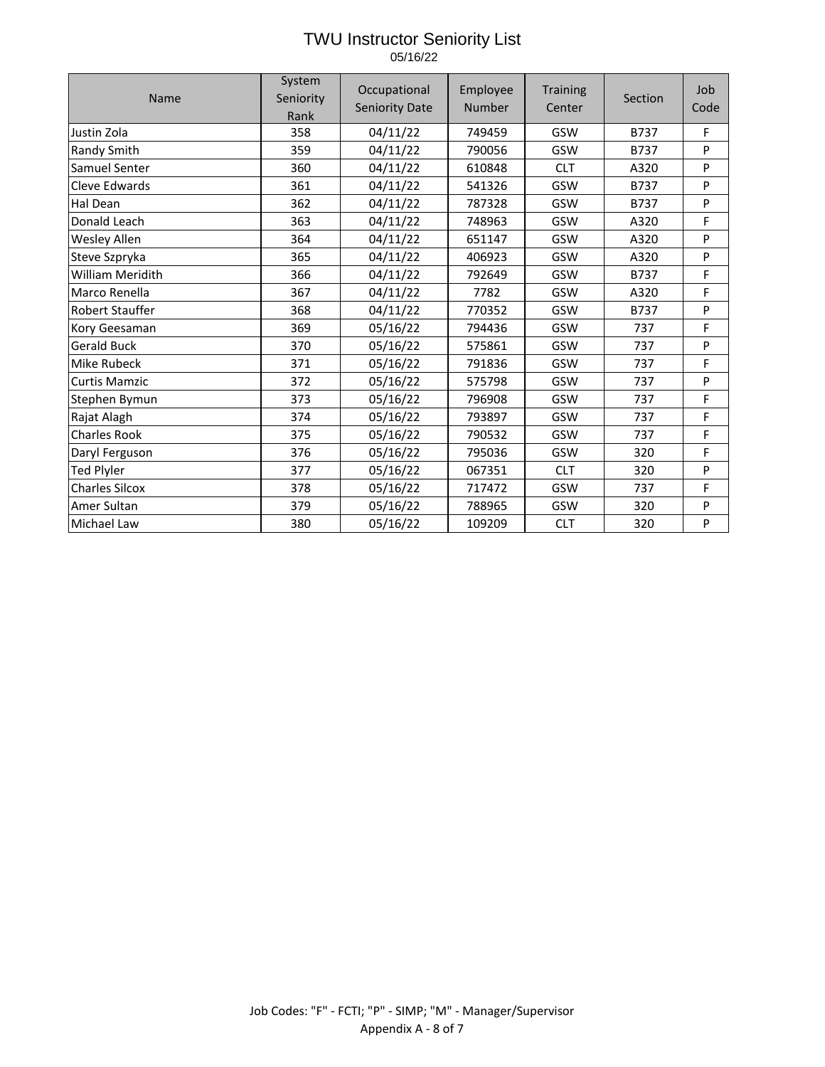# TWU Instructor Seniority List

05/16/22

| Name | System Seniority Rank | Occupational Seniority Date | Employee Number | Training Center | Section | Job Code |
|---|---|---|---|---|---|---|
| Justin Zola | 358 | 04/11/22 | 749459 | GSW | B737 | F |
| Randy Smith | 359 | 04/11/22 | 790056 | GSW | B737 | P |
| Samuel Senter | 360 | 04/11/22 | 610848 | CLT | A320 | P |
| Cleve Edwards | 361 | 04/11/22 | 541326 | GSW | B737 | P |
| Hal Dean | 362 | 04/11/22 | 787328 | GSW | B737 | P |
| Donald Leach | 363 | 04/11/22 | 748963 | GSW | A320 | F |
| Wesley Allen | 364 | 04/11/22 | 651147 | GSW | A320 | P |
| Steve Szpryka | 365 | 04/11/22 | 406923 | GSW | A320 | P |
| William Meridith | 366 | 04/11/22 | 792649 | GSW | B737 | F |
| Marco Renella | 367 | 04/11/22 | 7782 | GSW | A320 | F |
| Robert Stauffer | 368 | 04/11/22 | 770352 | GSW | B737 | P |
| Kory Geesaman | 369 | 05/16/22 | 794436 | GSW | 737 | F |
| Gerald Buck | 370 | 05/16/22 | 575861 | GSW | 737 | P |
| Mike Rubeck | 371 | 05/16/22 | 791836 | GSW | 737 | F |
| Curtis Mamzic | 372 | 05/16/22 | 575798 | GSW | 737 | P |
| Stephen Bymun | 373 | 05/16/22 | 796908 | GSW | 737 | F |
| Rajat Alagh | 374 | 05/16/22 | 793897 | GSW | 737 | F |
| Charles Rook | 375 | 05/16/22 | 790532 | GSW | 737 | F |
| Daryl Ferguson | 376 | 05/16/22 | 795036 | GSW | 320 | F |
| Ted Plyler | 377 | 05/16/22 | 067351 | CLT | 320 | P |
| Charles Silcox | 378 | 05/16/22 | 717472 | GSW | 737 | F |
| Amer Sultan | 379 | 05/16/22 | 788965 | GSW | 320 | P |
| Michael Law | 380 | 05/16/22 | 109209 | CLT | 320 | P |

Job Codes: "F" - FCTI; "P" - SIMP; "M" - Manager/Supervisor

Appendix A - 8 of 7